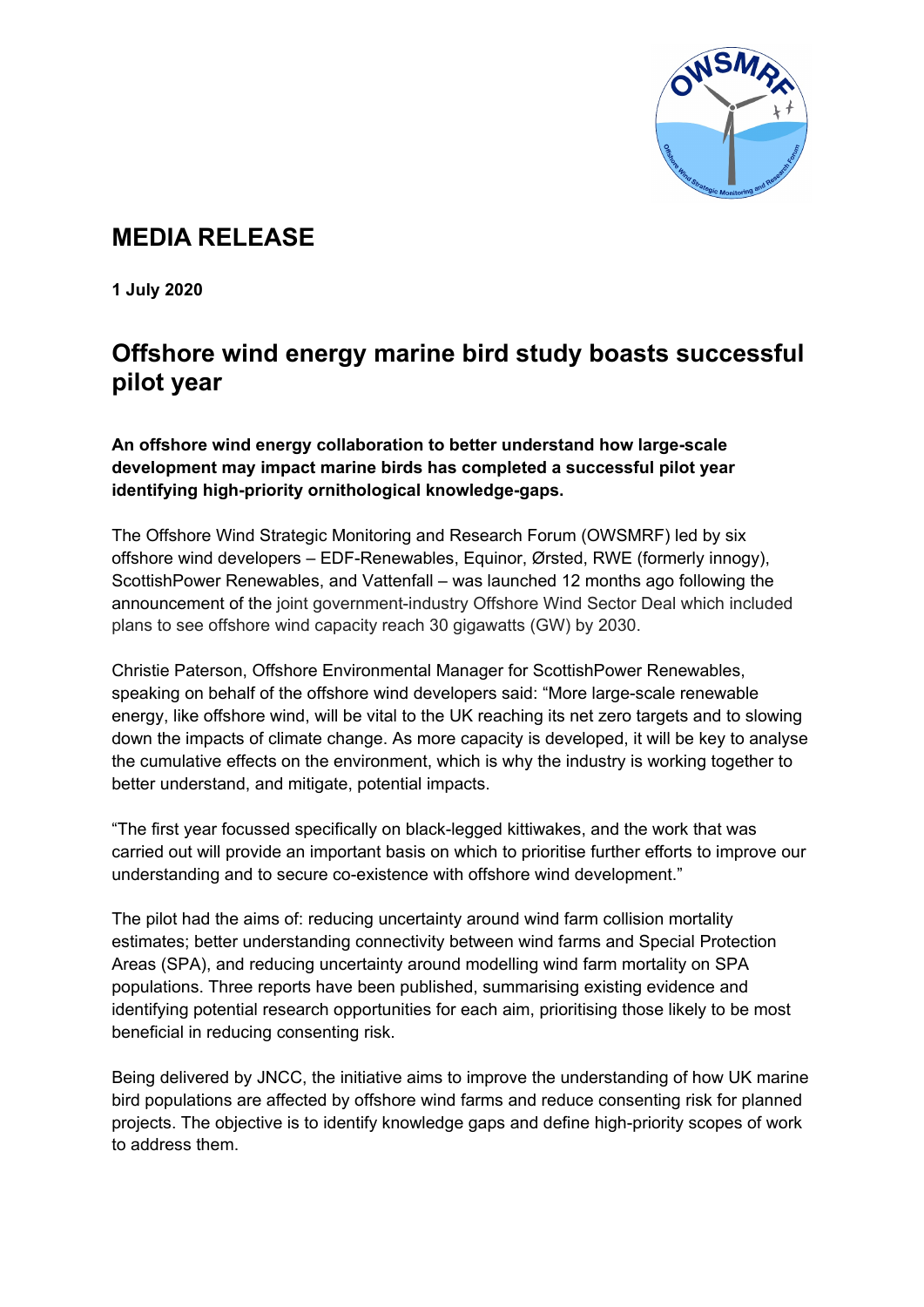# MEDIA RELEASE

**1 July 2020**

## Offshore wind energy marine bird study boasts successful pilot year

**An offshore wind energy collaboration to better understand how large-scale development may impact marine birds has completed a successful pilot year identifying high-priority ornithological knowledge-gaps.**

The Offshore Wind Strategic Monitoring and Research Forum (OWSMRF) led by six offshore wind developers – EDF-Renewables, Equinor, Ørsted, RWE (formerly innogy), ScottishPower Renewables, and Vattenfall – was launched 12 months ago following the announcement of the joint government-industry Offshore Wind Sector Deal which included plans to see offshore wind capacity reach 30 gigawatts (GW) by 2030.

Christie Paterson, Offshore Environmental Manager for ScottishPower Renewables, speaking on behalf of the offshore wind developers said: "More large-scale renewable energy, like offshore wind, will be vital to the UK reaching its net zero targets and to slowing down the impacts of climate change. As more capacity is developed, it will be key to analyse the cumulative effects on the environment, which is why the industry is working together to better understand, and mitigate, potential impacts.

"The first year focussed specifically on black-legged kittiwakes, and the work that was carried out will provide an important basis on which to prioritise further efforts to improve our understanding and to secure co-existence with offshore wind development."

The pilot had the aims of: reducing uncertainty around wind farm collision mortality estimates; better understanding connectivity between wind farms and Special Protection Areas (SPA), and reducing uncertainty around modelling wind farm mortality on SPA populations. Three reports have been published, summarising existing evidence and identifying potential research opportunities for each aim, prioritising those likely to be most beneficial in reducing consenting risk.

Being delivered by JNCC, the initiative aims to improve the understanding of how UK marine bird populations are affected by offshore wind farms and reduce consenting risk for planned projects. The objective is to identify knowledge gaps and define high-priority scopes of work to address them.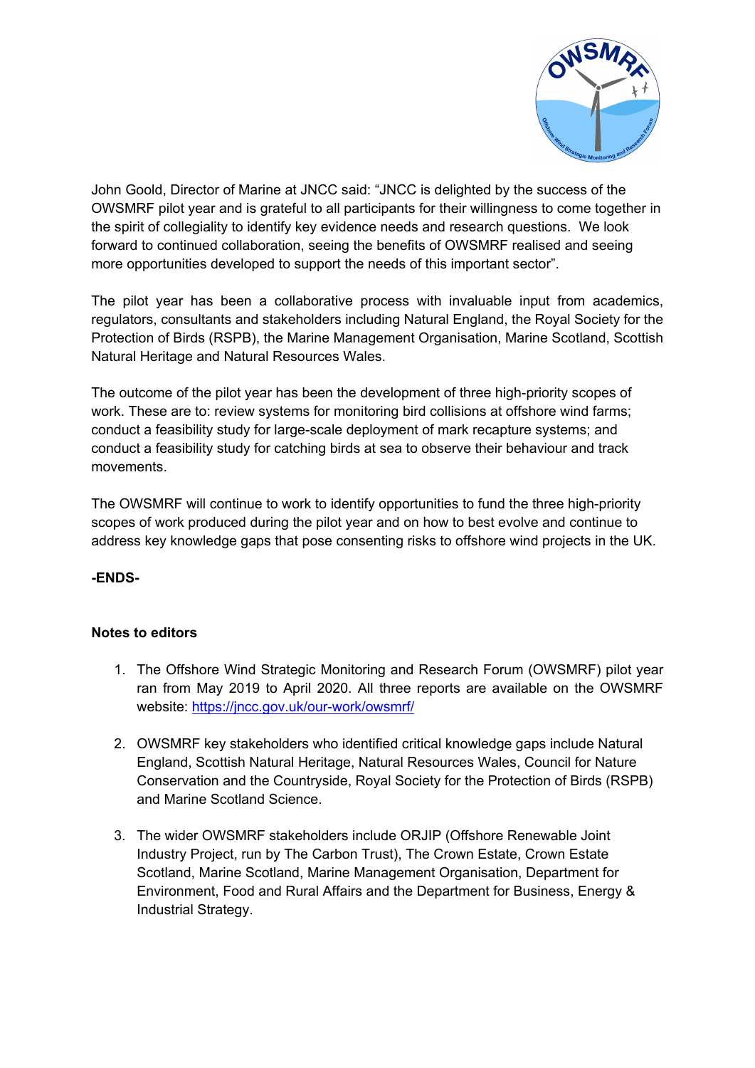John Goold, Director of Marine at JNCC said: "JNCC is delighted by the success of the OWSMRF pilot year and is grateful to all participants for their willingness to come together in the spirit of collegiality to identify key evidence needs and research questions. We look forward to continued collaboration, seeing the benefits of OWSMRF realised and seeing more opportunities developed to support the needs of this important sector".

The pilot year has been a collaborative process with invaluable input from academics, regulators, consultants and stakeholders including Natural England, the Royal Society for the Protection of Birds (RSPB), the Marine Management Organisation, Marine Scotland, Scottish Natural Heritage and Natural Resources Wales.

The outcome of the pilot year has been the development of three high-priority scopes of work. These are to: review systems for monitoring bird collisions at offshore wind farms; conduct a feasibility study for large-scale deployment of mark recapture systems; and conduct a feasibility study for catching birds at sea to observe their behaviour and track movements.

The OWSMRF will continue to work to identify opportunities to fund the three high-priority scopes of work produced during the pilot year and on how to best evolve and continue to address key knowledge gaps that pose consenting risks to offshore wind projects in the UK.

**-ENDS-**

**Notes to editors**

1. The Offshore Wind Strategic Monitoring and Research Forum (OWSMRF) pilot year ran from May 2019 to April 2020. All three reports are available on the OWSMRF website: https://jncc.gov.uk/our-work/owsmrf/

2. OWSMRF key stakeholders who identified critical knowledge gaps include Natural England, Scottish Natural Heritage, Natural Resources Wales, Council for Nature Conservation and the Countryside, Royal Society for the Protection of Birds (RSPB) and Marine Scotland Science.

3. The wider OWSMRF stakeholders include ORJIP (Offshore Renewable Joint Industry Project, run by The Carbon Trust), The Crown Estate, Crown Estate Scotland, Marine Scotland, Marine Management Organisation, Department for Environment, Food and Rural Affairs and the Department for Business, Energy & Industrial Strategy.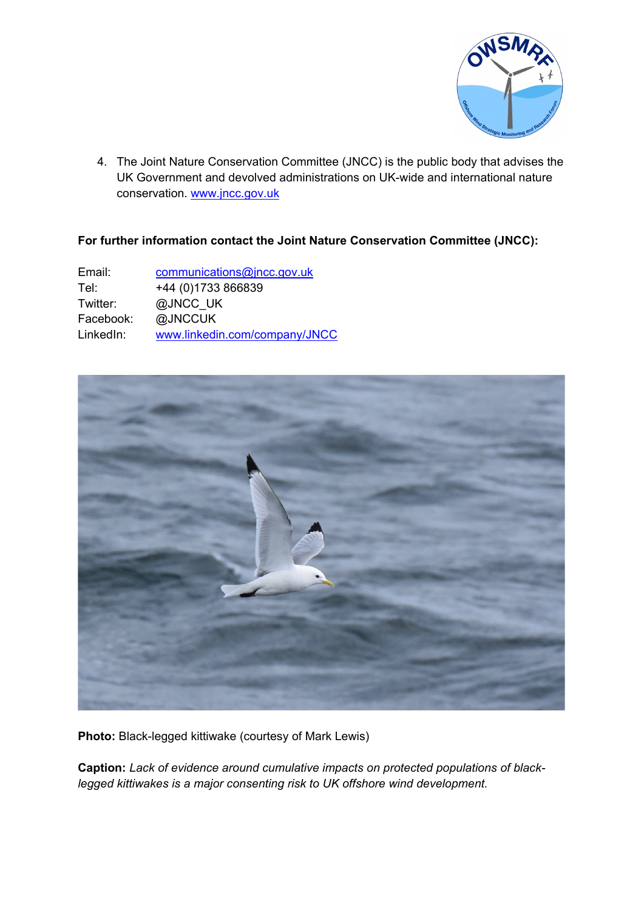4. The Joint Nature Conservation Committee (JNCC) is the public body that advises the UK Government and devolved administrations on UK-wide and international nature conservation. www.jncc.gov.uk

**For further information contact the Joint Nature Conservation Committee (JNCC):**

| | |
|---|---|
| Email: | communications@jncc.gov.uk |
| Tel: | +44 (0)1733 866839 |
| Twitter: | @JNCC_UK |
| Facebook: | @JNCCUK |
| LinkedIn: | www.linkedin.com/company/JNCC |

**Photo:** Black-legged kittiwake (courtesy of Mark Lewis)

**Caption:** *Lack of evidence around cumulative impacts on protected populations of black-legged kittiwakes is a major consenting risk to UK offshore wind development.*